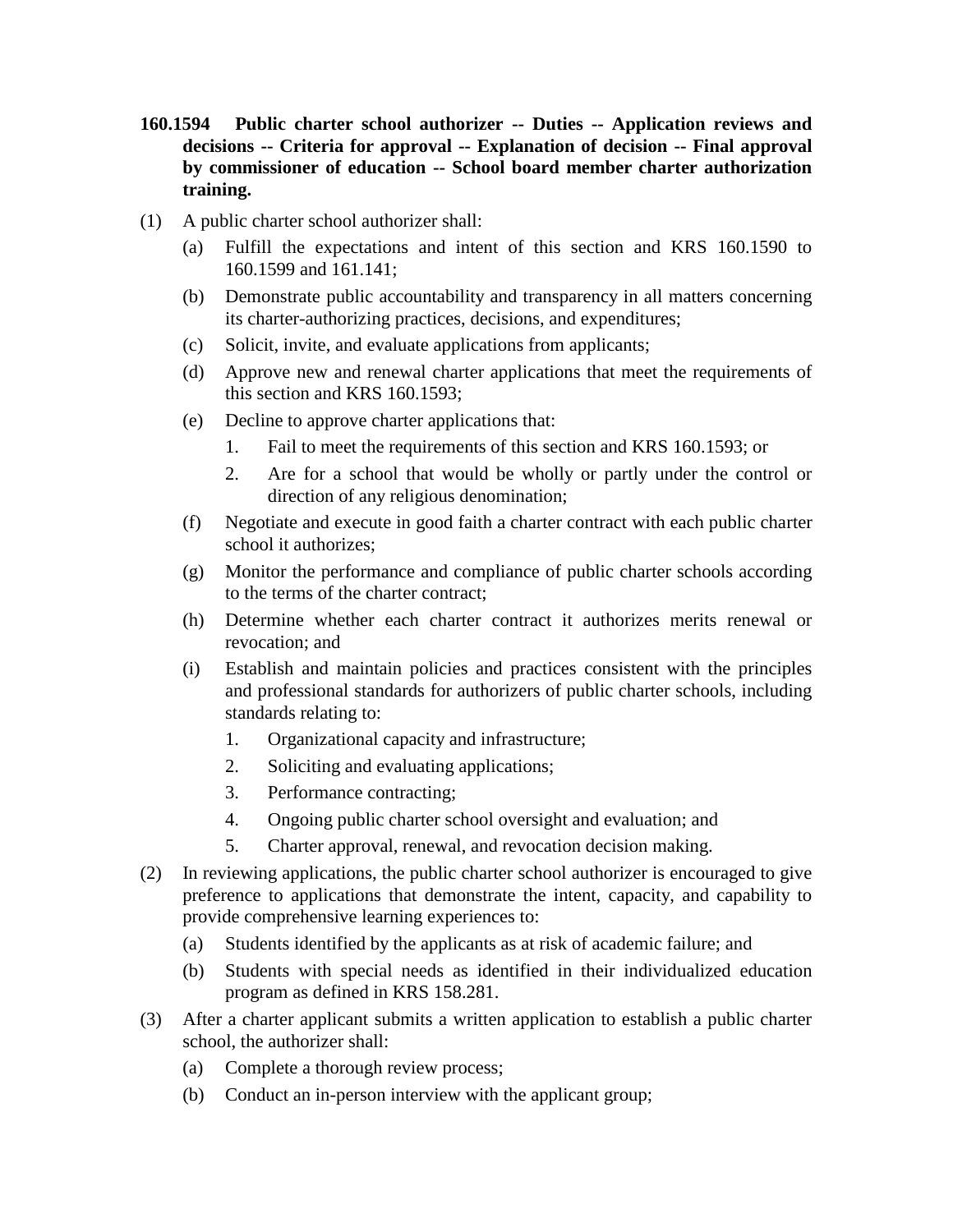**160.1594 Public charter school authorizer -- Duties -- Application reviews and decisions -- Criteria for approval -- Explanation of decision -- Final approval by commissioner of education -- School board member charter authorization training.**

(1) A public charter school authorizer shall:

   (a) Fulfill the expectations and intent of this section and KRS 160.1590 to 160.1599 and 161.141;

   (b) Demonstrate public accountability and transparency in all matters concerning its charter-authorizing practices, decisions, and expenditures;

   (c) Solicit, invite, and evaluate applications from applicants;

   (d) Approve new and renewal charter applications that meet the requirements of this section and KRS 160.1593;

   (e) Decline to approve charter applications that:

      1. Fail to meet the requirements of this section and KRS 160.1593; or

      2. Are for a school that would be wholly or partly under the control or direction of any religious denomination;

   (f) Negotiate and execute in good faith a charter contract with each public charter school it authorizes;

   (g) Monitor the performance and compliance of public charter schools according to the terms of the charter contract;

   (h) Determine whether each charter contract it authorizes merits renewal or revocation; and

   (i) Establish and maintain policies and practices consistent with the principles and professional standards for authorizers of public charter schools, including standards relating to:

      1. Organizational capacity and infrastructure;

      2. Soliciting and evaluating applications;

      3. Performance contracting;

      4. Ongoing public charter school oversight and evaluation; and

      5. Charter approval, renewal, and revocation decision making.

(2) In reviewing applications, the public charter school authorizer is encouraged to give preference to applications that demonstrate the intent, capacity, and capability to provide comprehensive learning experiences to:

   (a) Students identified by the applicants as at risk of academic failure; and

   (b) Students with special needs as identified in their individualized education program as defined in KRS 158.281.

(3) After a charter applicant submits a written application to establish a public charter school, the authorizer shall:

   (a) Complete a thorough review process;

   (b) Conduct an in-person interview with the applicant group;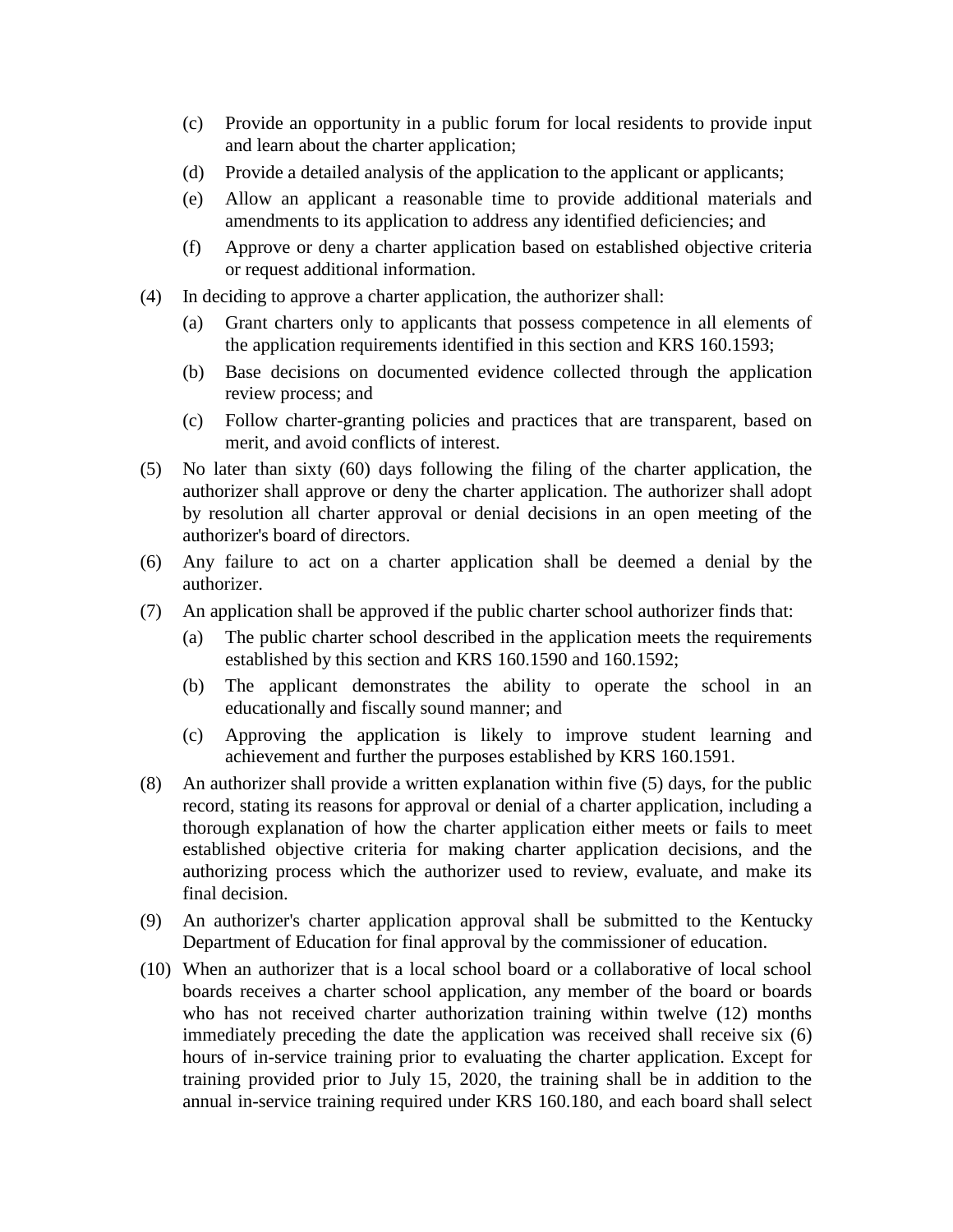(c) Provide an opportunity in a public forum for local residents to provide input and learn about the charter application;

(d) Provide a detailed analysis of the application to the applicant or applicants;

(e) Allow an applicant a reasonable time to provide additional materials and amendments to its application to address any identified deficiencies; and

(f) Approve or deny a charter application based on established objective criteria or request additional information.

(4) In deciding to approve a charter application, the authorizer shall:

(a) Grant charters only to applicants that possess competence in all elements of the application requirements identified in this section and KRS 160.1593;

(b) Base decisions on documented evidence collected through the application review process; and

(c) Follow charter-granting policies and practices that are transparent, based on merit, and avoid conflicts of interest.

(5) No later than sixty (60) days following the filing of the charter application, the authorizer shall approve or deny the charter application. The authorizer shall adopt by resolution all charter approval or denial decisions in an open meeting of the authorizer's board of directors.

(6) Any failure to act on a charter application shall be deemed a denial by the authorizer.

(7) An application shall be approved if the public charter school authorizer finds that:

(a) The public charter school described in the application meets the requirements established by this section and KRS 160.1590 and 160.1592;

(b) The applicant demonstrates the ability to operate the school in an educationally and fiscally sound manner; and

(c) Approving the application is likely to improve student learning and achievement and further the purposes established by KRS 160.1591.

(8) An authorizer shall provide a written explanation within five (5) days, for the public record, stating its reasons for approval or denial of a charter application, including a thorough explanation of how the charter application either meets or fails to meet established objective criteria for making charter application decisions, and the authorizing process which the authorizer used to review, evaluate, and make its final decision.

(9) An authorizer's charter application approval shall be submitted to the Kentucky Department of Education for final approval by the commissioner of education.

(10) When an authorizer that is a local school board or a collaborative of local school boards receives a charter school application, any member of the board or boards who has not received charter authorization training within twelve (12) months immediately preceding the date the application was received shall receive six (6) hours of in-service training prior to evaluating the charter application. Except for training provided prior to July 15, 2020, the training shall be in addition to the annual in-service training required under KRS 160.180, and each board shall select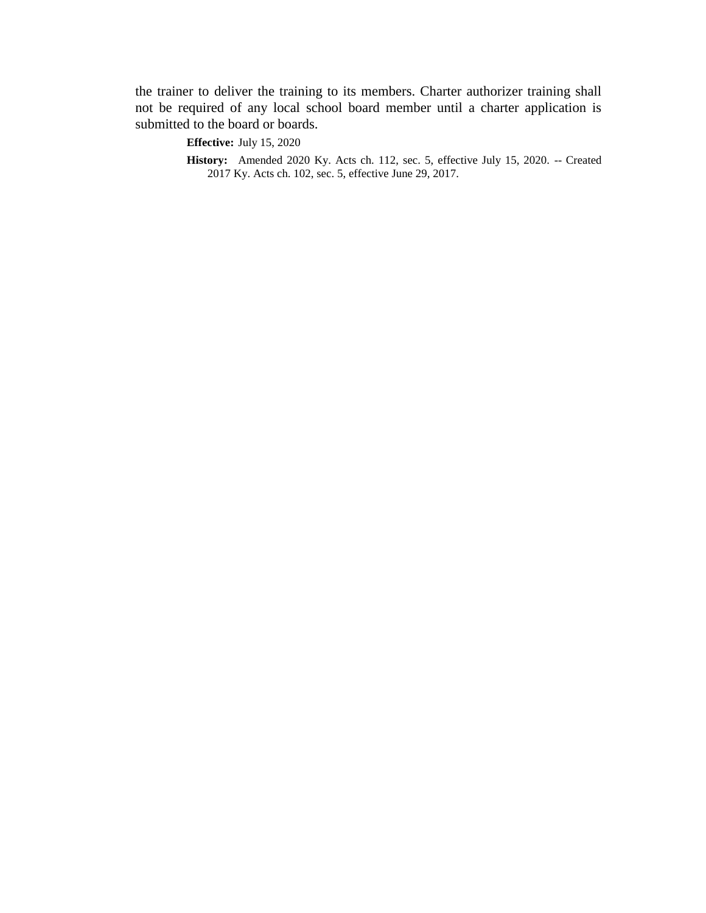the trainer to deliver the training to its members. Charter authorizer training shall not be required of any local school board member until a charter application is submitted to the board or boards.

**Effective:** July 15, 2020

**History:** Amended 2020 Ky. Acts ch. 112, sec. 5, effective July 15, 2020. -- Created 2017 Ky. Acts ch. 102, sec. 5, effective June 29, 2017.